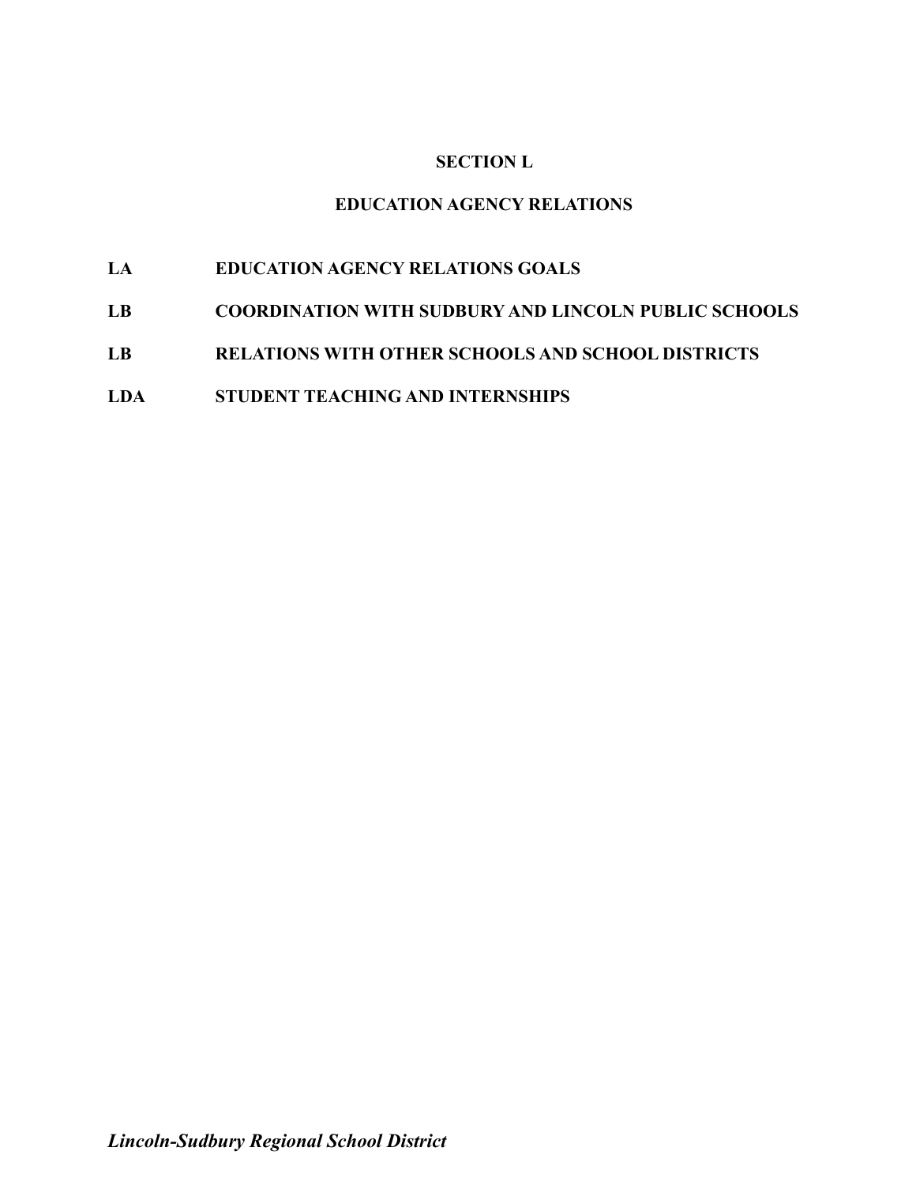# SECTION L

## EDUCATION AGENCY RELATIONS

**LA** **EDUCATION AGENCY RELATIONS GOALS**

**LB** **COORDINATION WITH SUDBURY AND LINCOLN PUBLIC SCHOOLS**

**LB** **RELATIONS WITH OTHER SCHOOLS AND SCHOOL DISTRICTS**

**LDA** **STUDENT TEACHING AND INTERNSHIPS**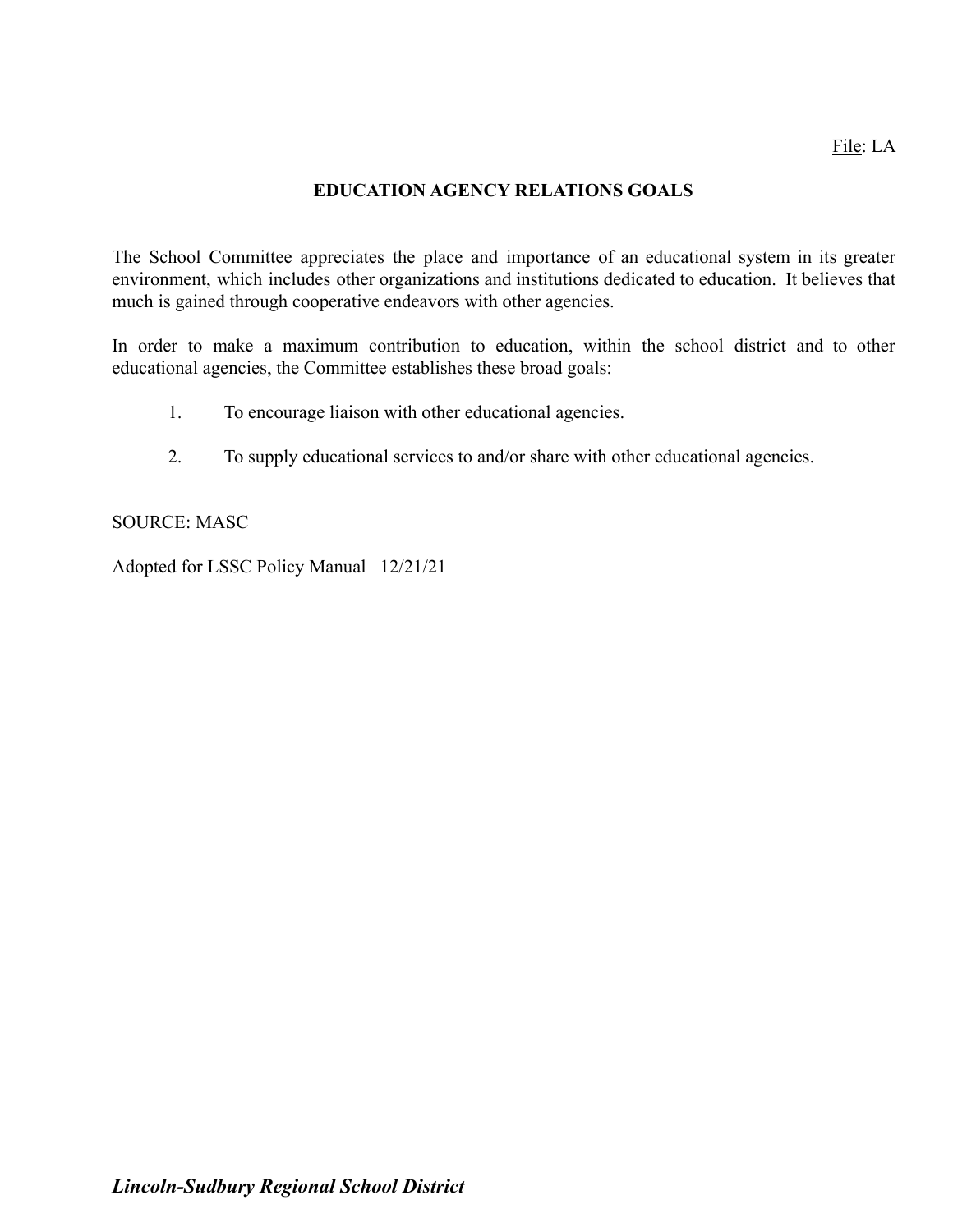File: LA

# EDUCATION AGENCY RELATIONS GOALS

The School Committee appreciates the place and importance of an educational system in its greater environment, which includes other organizations and institutions dedicated to education. It believes that much is gained through cooperative endeavors with other agencies.

In order to make a maximum contribution to education, within the school district and to other educational agencies, the Committee establishes these broad goals:

1. To encourage liaison with other educational agencies.
2. To supply educational services to and/or share with other educational agencies.

SOURCE: MASC

Adopted for LSSC Policy Manual 12/21/21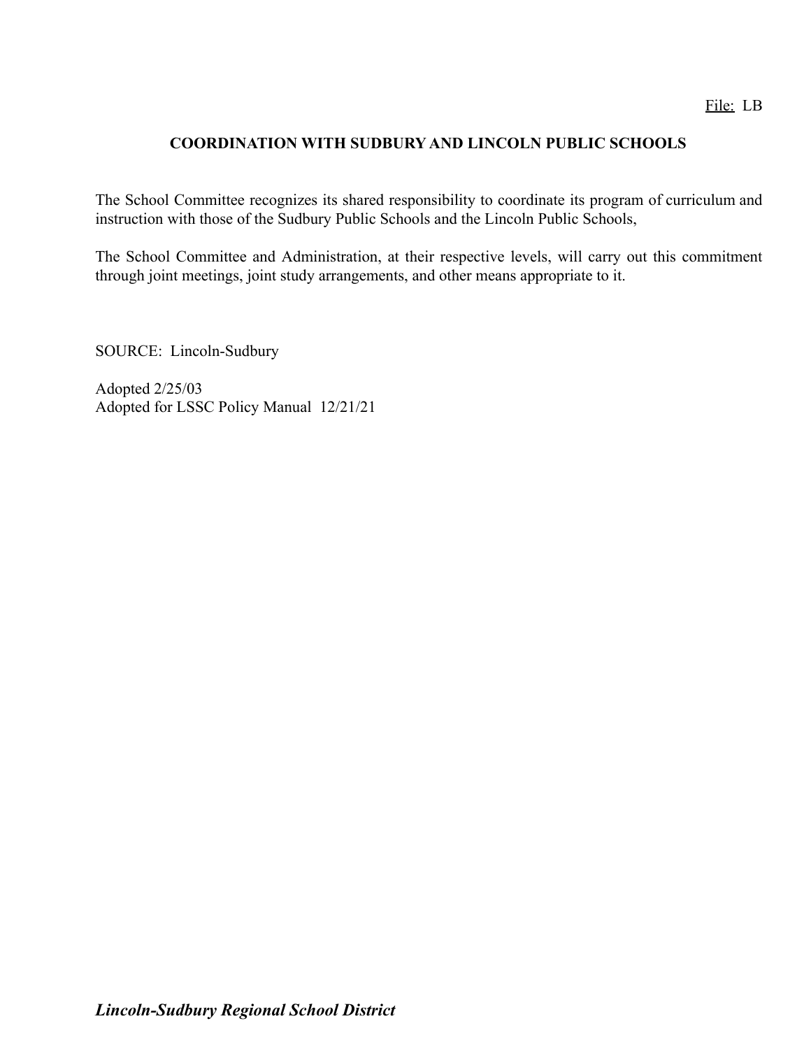File: LB

# COORDINATION WITH SUDBURY AND LINCOLN PUBLIC SCHOOLS

The School Committee recognizes its shared responsibility to coordinate its program of curriculum and instruction with those of the Sudbury Public Schools and the Lincoln Public Schools,

The School Committee and Administration, at their respective levels, will carry out this commitment through joint meetings, joint study arrangements, and other means appropriate to it.

SOURCE: Lincoln-Sudbury

Adopted 2/25/03
Adopted for LSSC Policy Manual 12/21/21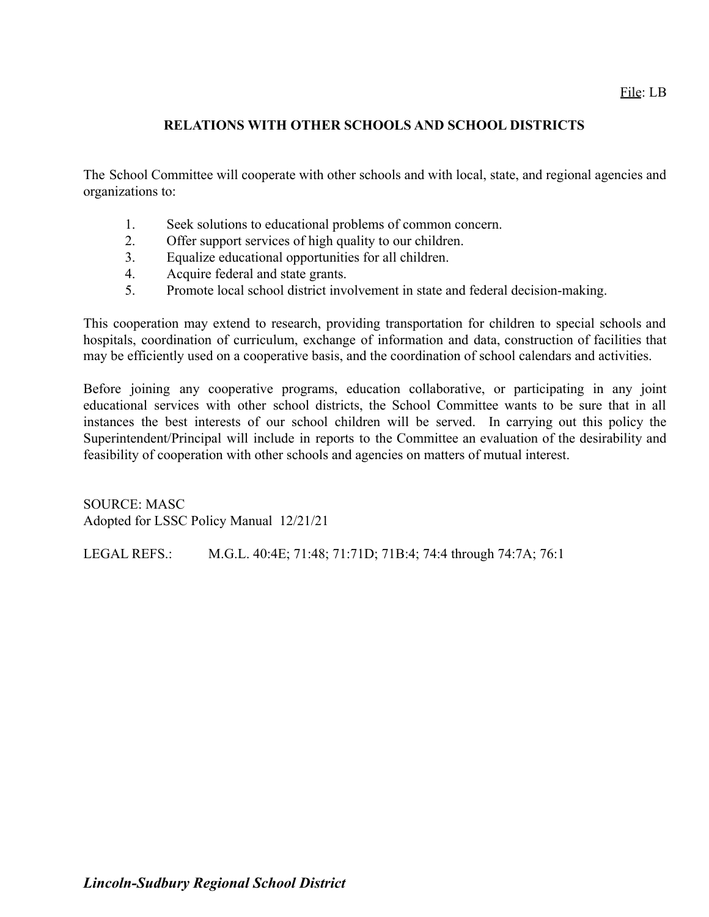File: LB

# RELATIONS WITH OTHER SCHOOLS AND SCHOOL DISTRICTS

The School Committee will cooperate with other schools and with local, state, and regional agencies and organizations to:

1. Seek solutions to educational problems of common concern.
2. Offer support services of high quality to our children.
3. Equalize educational opportunities for all children.
4. Acquire federal and state grants.
5. Promote local school district involvement in state and federal decision-making.

This cooperation may extend to research, providing transportation for children to special schools and hospitals, coordination of curriculum, exchange of information and data, construction of facilities that may be efficiently used on a cooperative basis, and the coordination of school calendars and activities.

Before joining any cooperative programs, education collaborative, or participating in any joint educational services with other school districts, the School Committee wants to be sure that in all instances the best interests of our school children will be served. In carrying out this policy the Superintendent/Principal will include in reports to the Committee an evaluation of the desirability and feasibility of cooperation with other schools and agencies on matters of mutual interest.

SOURCE: MASC
Adopted for LSSC Policy Manual 12/21/21

LEGAL REFS.: M.G.L. 40:4E; 71:48; 71:71D; 71B:4; 74:4 through 74:7A; 76:1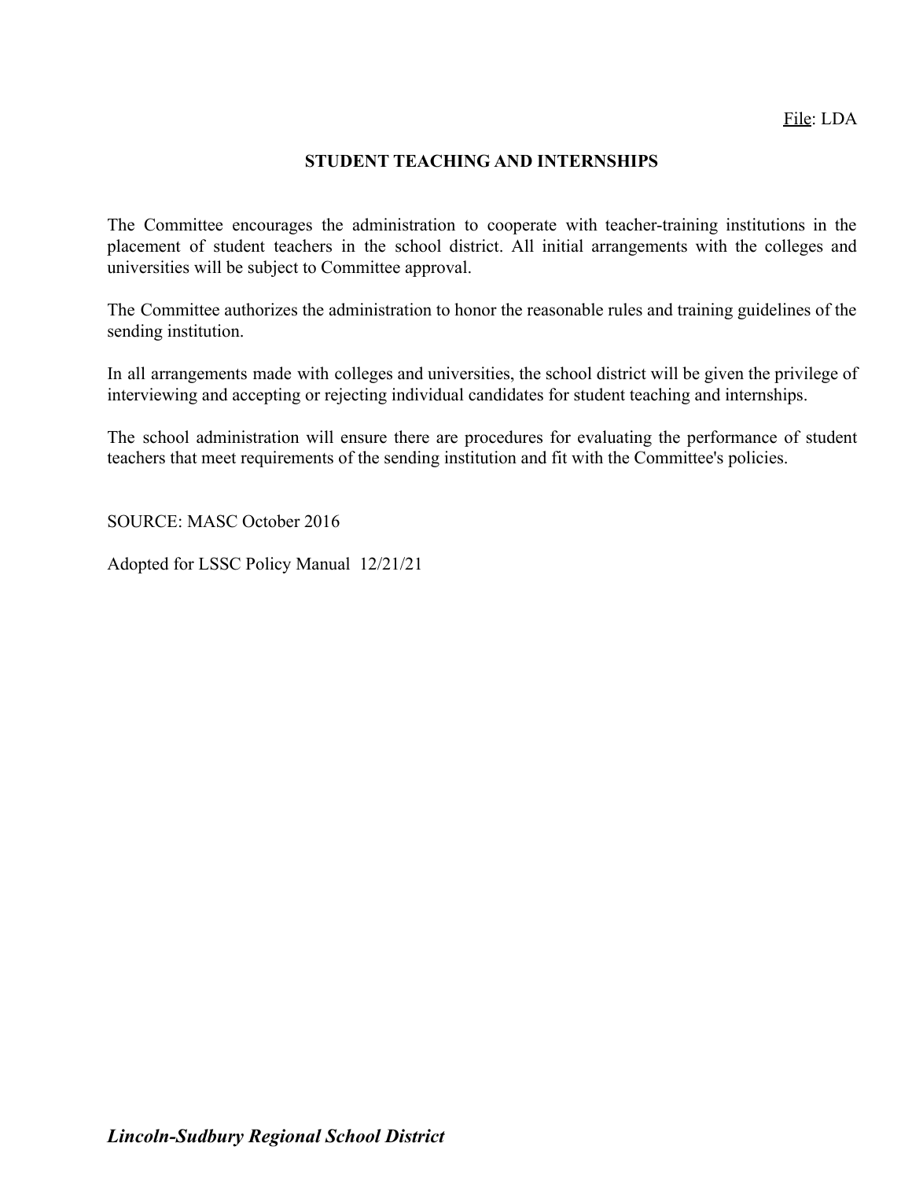File: LDA

## STUDENT TEACHING AND INTERNSHIPS

The Committee encourages the administration to cooperate with teacher-training institutions in the placement of student teachers in the school district. All initial arrangements with the colleges and universities will be subject to Committee approval.

The Committee authorizes the administration to honor the reasonable rules and training guidelines of the sending institution.

In all arrangements made with colleges and universities, the school district will be given the privilege of interviewing and accepting or rejecting individual candidates for student teaching and internships.

The school administration will ensure there are procedures for evaluating the performance of student teachers that meet requirements of the sending institution and fit with the Committee's policies.

SOURCE: MASC October 2016

Adopted for LSSC Policy Manual 12/21/21